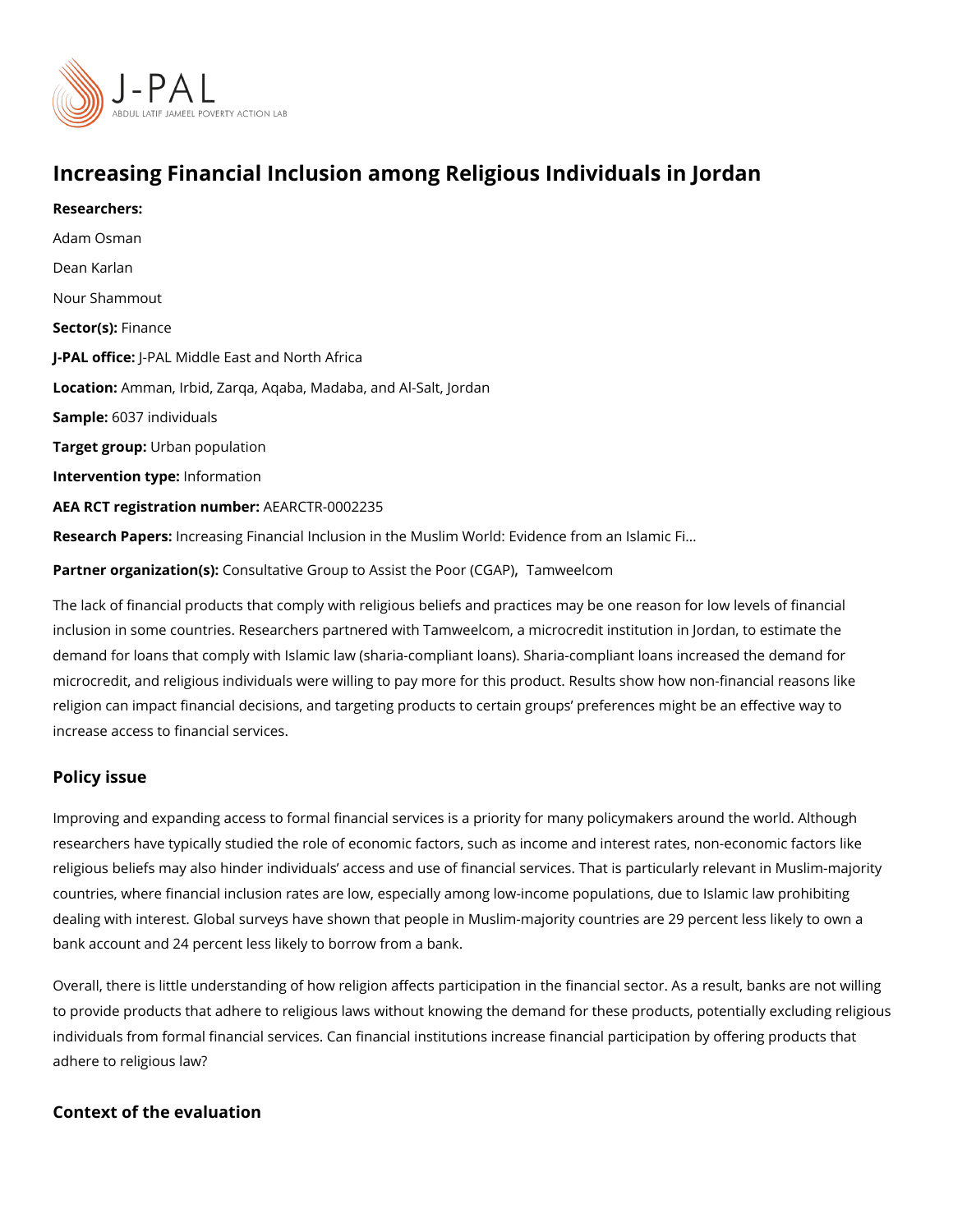# Increasing Financial Inclusion among Religious Individuals in Jordan

**Researchers:**

Adam Osman

Dean Karlan

Nour Shammout

**Sector(s):** Finance

**J-PAL office:** J-PAL Middle East and North Africa

**Location:** Amman, Irbid, Zarqa, Aqaba, Madaba, and Al-Salt, Jordan

**Sample:** 6037 individuals

**Target group:** Urban population

**Intervention type:** Information

**AEA RCT registration number:** AEARCTR-0002235

**Research Papers:** Increasing Financial Inclusion in the Muslim World: Evidence from an Islamic Fi...

**Partner organization(s):** Consultative Group to Assist the Poor (CGAP), Tamweelcom

The lack of financial products that comply with religious beliefs and practices may be one reason for low levels of financial inclusion in some countries. Researchers partnered with Tamweelcom, a microcredit institution in Jordan, to estimate the demand for loans that comply with Islamic law (sharia-compliant loans). Sharia-compliant loans increased the demand for microcredit, and religious individuals were willing to pay more for this product. Results show how non-financial reasons like religion can impact financial decisions, and targeting products to certain groups' preferences might be an effective way to increase access to financial services.

## Policy issue

Improving and expanding access to formal financial services is a priority for many policymakers around the world. Although researchers have typically studied the role of economic factors, such as income and interest rates, non-economic factors like religious beliefs may also hinder individuals' access and use of financial services. That is particularly relevant in Muslim-majority countries, where financial inclusion rates are low, especially among low-income populations, due to Islamic law prohibiting dealing with interest. Global surveys have shown that people in Muslim-majority countries are 29 percent less likely to own a bank account and 24 percent less likely to borrow from a bank.

Overall, there is little understanding of how religion affects participation in the financial sector. As a result, banks are not willing to provide products that adhere to religious laws without knowing the demand for these products, potentially excluding religious individuals from formal financial services. Can financial institutions increase financial participation by offering products that adhere to religious law?

## Context of the evaluation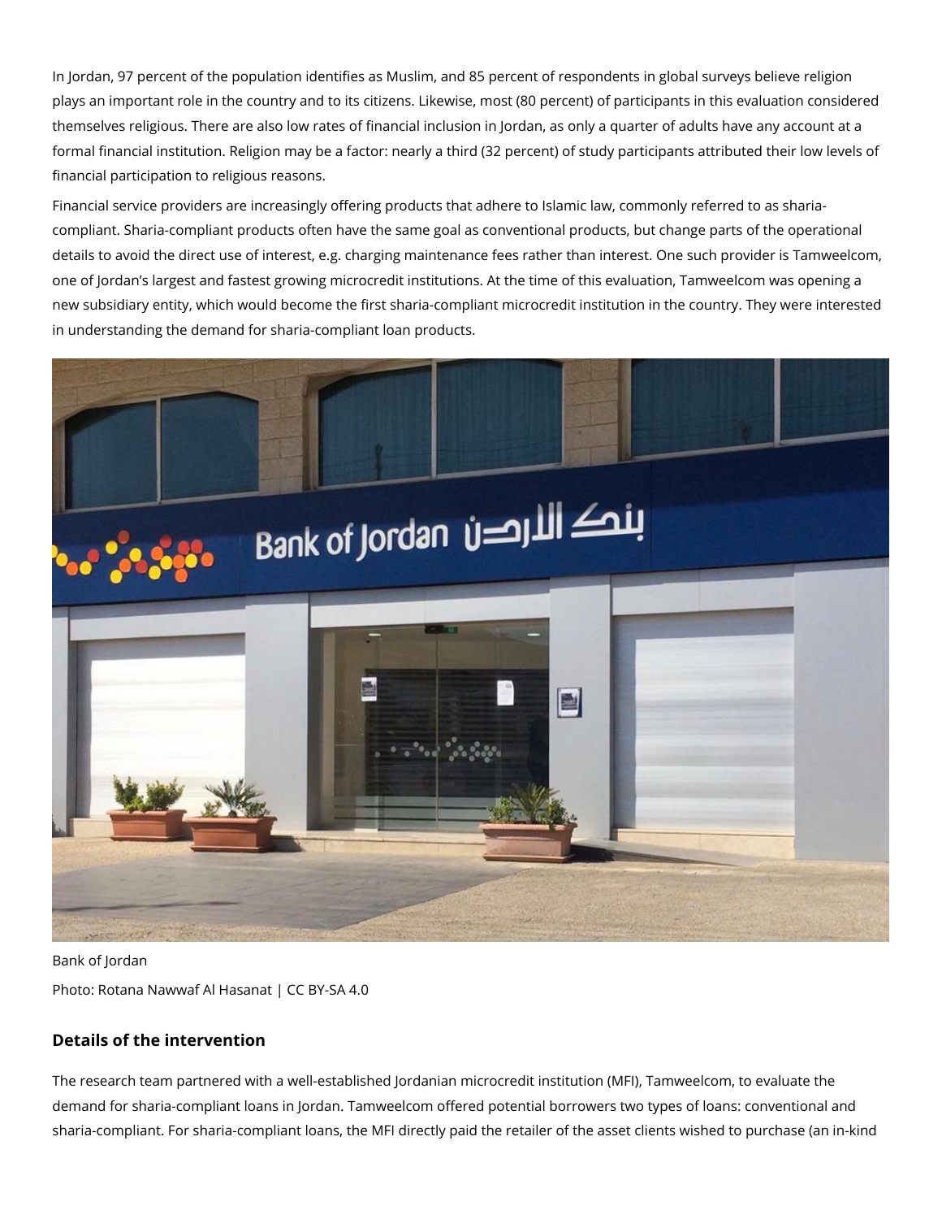In Jordan, 97 percent of the population identifies as Muslim, and 85 percent of respondents in global surveys believe religion plays an important role in the country and to its citizens. Likewise, most (80 percent) of participants in this evaluation considered themselves religious. There are also low rates of financial inclusion in Jordan, as only a quarter of adults have any account at a formal financial institution. Religion may be a factor: nearly a third (32 percent) of study participants attributed their low levels of financial participation to religious reasons.

Financial service providers are increasingly offering products that adhere to Islamic law, commonly referred to as sharia-compliant. Sharia-compliant products often have the same goal as conventional products, but change parts of the operational details to avoid the direct use of interest, e.g. charging maintenance fees rather than interest. One such provider is Tamweelcom, one of Jordan's largest and fastest growing microcredit institutions. At the time of this evaluation, Tamweelcom was opening a new subsidiary entity, which would become the first sharia-compliant microcredit institution in the country. They were interested in understanding the demand for sharia-compliant loan products.

Bank of Jordan

Photo: Rotana Nawwaf Al Hasanat | CC BY-SA 4.0

## Details of the intervention

The research team partnered with a well-established Jordanian microcredit institution (MFI), Tamweelcom, to evaluate the demand for sharia-compliant loans in Jordan. Tamweelcom offered potential borrowers two types of loans: conventional and sharia-compliant. For sharia-compliant loans, the MFI directly paid the retailer of the asset clients wished to purchase (an in-kind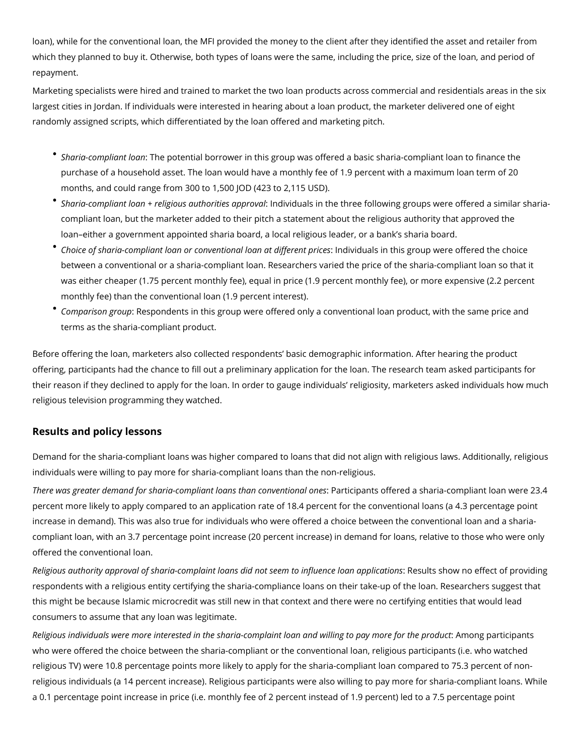loan), while for the conventional loan, the MFI provided the money to the client after they identified the asset and retailer from which they planned to buy it. Otherwise, both types of loans were the same, including the price, size of the loan, and period of repayment.

Marketing specialists were hired and trained to market the two loan products across commercial and residentials areas in the six largest cities in Jordan. If individuals were interested in hearing about a loan product, the marketer delivered one of eight randomly assigned scripts, which differentiated by the loan offered and marketing pitch.

- *Sharia-compliant loan*: The potential borrower in this group was offered a basic sharia-compliant loan to finance the purchase of a household asset. The loan would have a monthly fee of 1.9 percent with a maximum loan term of 20 months, and could range from 300 to 1,500 JOD (423 to 2,115 USD).
- *Sharia-compliant loan + religious authorities approval*: Individuals in the three following groups were offered a similar sharia-compliant loan, but the marketer added to their pitch a statement about the religious authority that approved the loan–either a government appointed sharia board, a local religious leader, or a bank's sharia board.
- *Choice of sharia-compliant loan or conventional loan at different prices*: Individuals in this group were offered the choice between a conventional or a sharia-compliant loan. Researchers varied the price of the sharia-compliant loan so that it was either cheaper (1.75 percent monthly fee), equal in price (1.9 percent monthly fee), or more expensive (2.2 percent monthly fee) than the conventional loan (1.9 percent interest).
- *Comparison group*: Respondents in this group were offered only a conventional loan product, with the same price and terms as the sharia-compliant product.

Before offering the loan, marketers also collected respondents' basic demographic information. After hearing the product offering, participants had the chance to fill out a preliminary application for the loan. The research team asked participants for their reason if they declined to apply for the loan. In order to gauge individuals' religiosity, marketers asked individuals how much religious television programming they watched.

## Results and policy lessons

Demand for the sharia-compliant loans was higher compared to loans that did not align with religious laws. Additionally, religious individuals were willing to pay more for sharia-compliant loans than the non-religious.

*There was greater demand for sharia-compliant loans than conventional ones*: Participants offered a sharia-compliant loan were 23.4 percent more likely to apply compared to an application rate of 18.4 percent for the conventional loans (a 4.3 percentage point increase in demand). This was also true for individuals who were offered a choice between the conventional loan and a sharia-compliant loan, with an 3.7 percentage point increase (20 percent increase) in demand for loans, relative to those who were only offered the conventional loan.

*Religious authority approval of sharia-complaint loans did not seem to influence loan applications*: Results show no effect of providing respondents with a religious entity certifying the sharia-compliance loans on their take-up of the loan. Researchers suggest that this might be because Islamic microcredit was still new in that context and there were no certifying entities that would lead consumers to assume that any loan was legitimate.

*Religious individuals were more interested in the sharia-complaint loan and willing to pay more for the product*: Among participants who were offered the choice between the sharia-compliant or the conventional loan, religious participants (i.e. who watched religious TV) were 10.8 percentage points more likely to apply for the sharia-compliant loan compared to 75.3 percent of non-religious individuals (a 14 percent increase). Religious participants were also willing to pay more for sharia-compliant loans. While a 0.1 percentage point increase in price (i.e. monthly fee of 2 percent instead of 1.9 percent) led to a 7.5 percentage point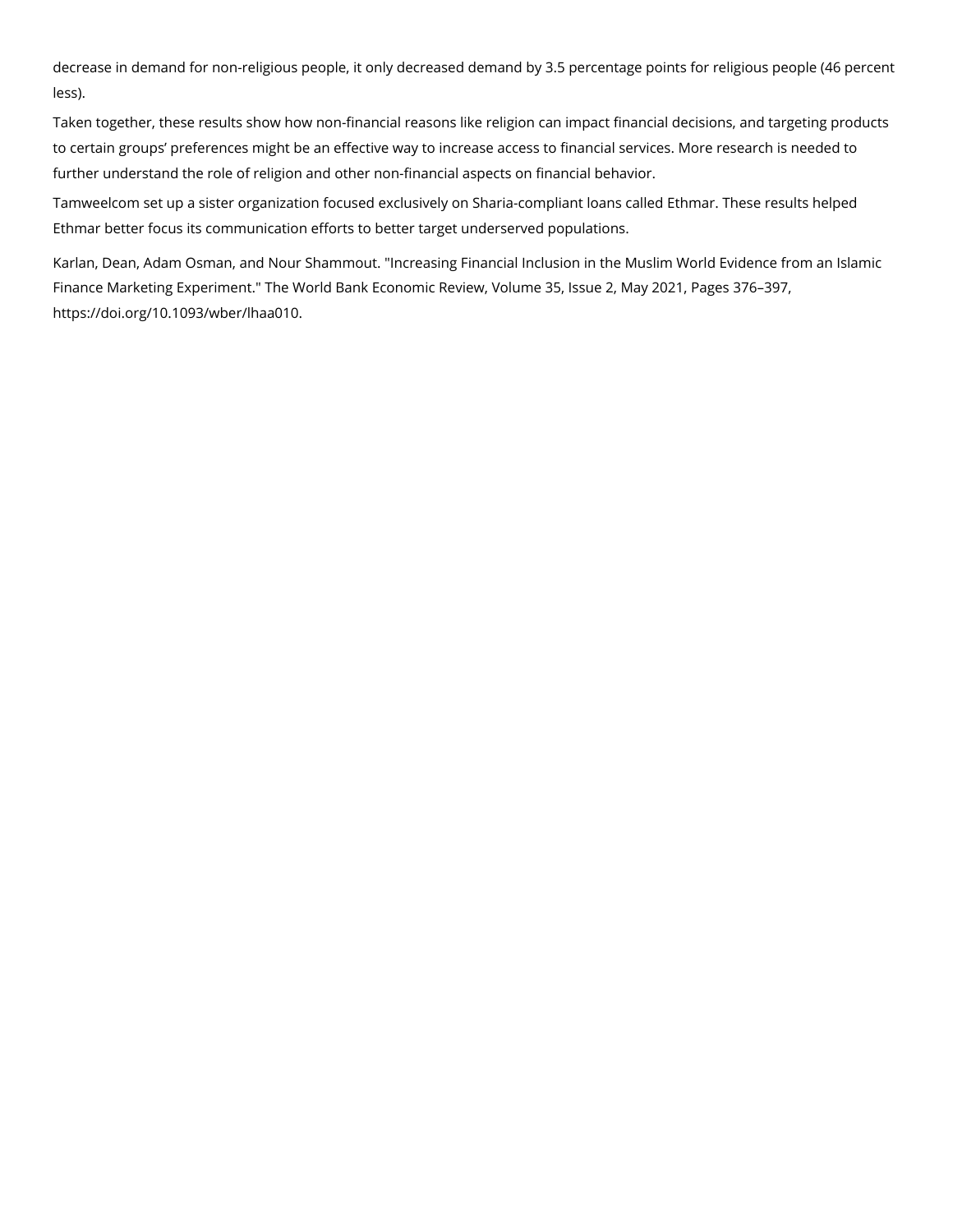decrease in demand for non-religious people, it only decreased demand by 3.5 percentage points for religious people (46 percent less).

Taken together, these results show how non-financial reasons like religion can impact financial decisions, and targeting products to certain groups' preferences might be an effective way to increase access to financial services. More research is needed to further understand the role of religion and other non-financial aspects on financial behavior.

Tamweelcom set up a sister organization focused exclusively on Sharia-compliant loans called Ethmar. These results helped Ethmar better focus its communication efforts to better target underserved populations.

Karlan, Dean, Adam Osman, and Nour Shammout. "Increasing Financial Inclusion in the Muslim World Evidence from an Islamic Finance Marketing Experiment." The World Bank Economic Review, Volume 35, Issue 2, May 2021, Pages 376–397, https://doi.org/10.1093/wber/lhaa010.